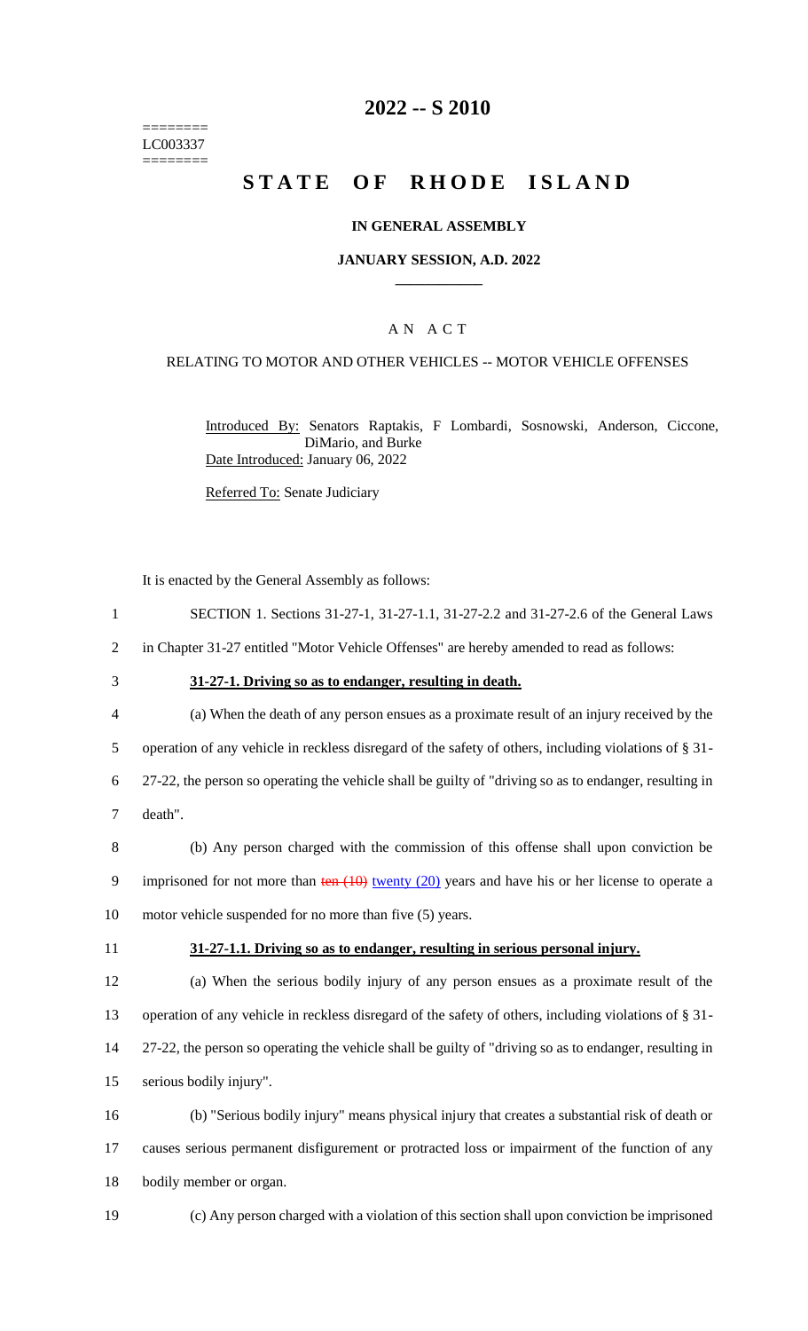========
LC003337
========

# 2022 -- S 2010

# STATE OF RHODE ISLAND

## IN GENERAL ASSEMBLY

### JANUARY SESSION, A.D. 2022

### A N A C T

RELATING TO MOTOR AND OTHER VEHICLES -- MOTOR VEHICLE OFFENSES

Introduced By: Senators Raptakis, F Lombardi, Sosnowski, Anderson, Ciccone, DiMario, and Burke

Date Introduced: January 06, 2022

Referred To: Senate Judiciary

It is enacted by the General Assembly as follows:

1 SECTION 1. Sections 31-27-1, 31-27-1.1, 31-27-2.2 and 31-27-2.6 of the General Laws
2 in Chapter 31-27 entitled "Motor Vehicle Offenses" are hereby amended to read as follows:

3 **31-27-1. Driving so as to endanger, resulting in death.**

4 (a) When the death of any person ensues as a proximate result of an injury received by the
5 operation of any vehicle in reckless disregard of the safety of others, including violations of § 31-
6 27-22, the person so operating the vehicle shall be guilty of "driving so as to endanger, resulting in
7 death".

8 (b) Any person charged with the commission of this offense shall upon conviction be
9 imprisoned for not more than ~~ten (10)~~ twenty (20) years and have his or her license to operate a
10 motor vehicle suspended for no more than five (5) years.

11 **31-27-1.1. Driving so as to endanger, resulting in serious personal injury.**

12 (a) When the serious bodily injury of any person ensues as a proximate result of the
13 operation of any vehicle in reckless disregard of the safety of others, including violations of § 31-
14 27-22, the person so operating the vehicle shall be guilty of "driving so as to endanger, resulting in
15 serious bodily injury".

16 (b) "Serious bodily injury" means physical injury that creates a substantial risk of death or
17 causes serious permanent disfigurement or protracted loss or impairment of the function of any
18 bodily member or organ.

19 (c) Any person charged with a violation of this section shall upon conviction be imprisoned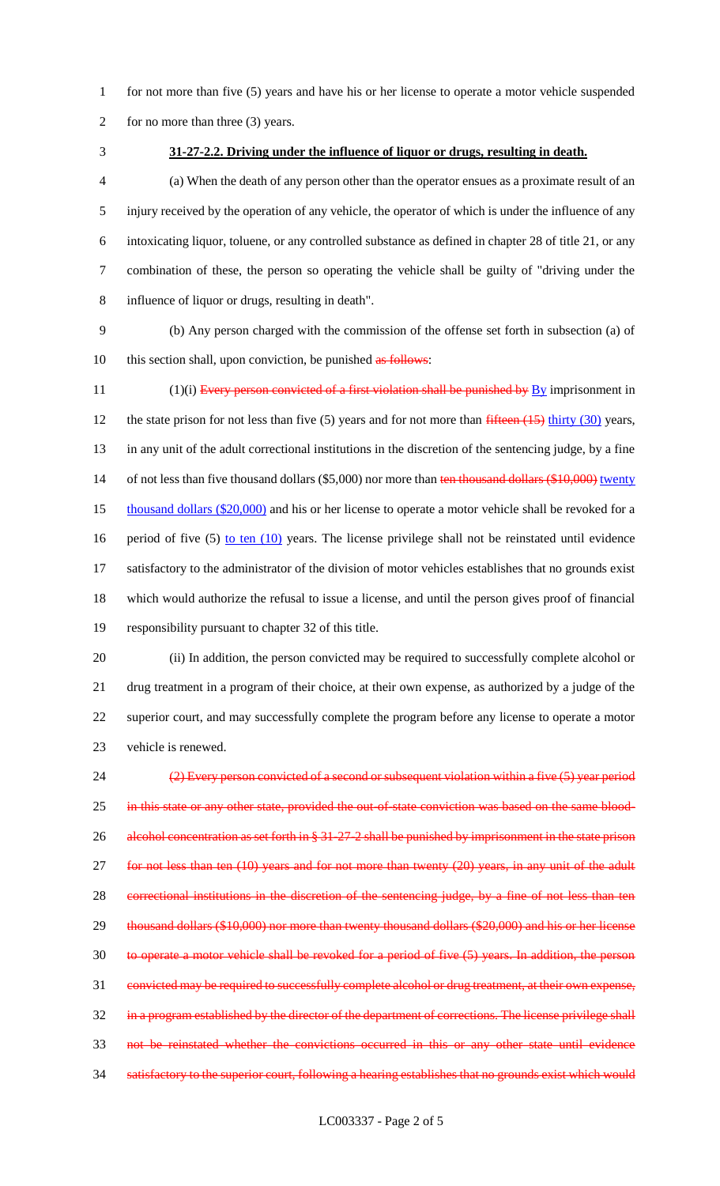for not more than five (5) years and have his or her license to operate a motor vehicle suspended for no more than three (3) years.

**31-27-2.2. Driving under the influence of liquor or drugs, resulting in death.**

(a) When the death of any person other than the operator ensues as a proximate result of an injury received by the operation of any vehicle, the operator of which is under the influence of any intoxicating liquor, toluene, or any controlled substance as defined in chapter 28 of title 21, or any combination of these, the person so operating the vehicle shall be guilty of "driving under the influence of liquor or drugs, resulting in death".

(b) Any person charged with the commission of the offense set forth in subsection (a) of this section shall, upon conviction, be punished ~~as follows~~:

(1)(i) ~~Every person convicted of a first violation shall be punished by~~ By imprisonment in the state prison for not less than five (5) years and for not more than ~~fifteen (15)~~ thirty (30) years, in any unit of the adult correctional institutions in the discretion of the sentencing judge, by a fine of not less than five thousand dollars ($5,000) nor more than ~~ten thousand dollars ($10,000)~~ twenty thousand dollars ($20,000) and his or her license to operate a motor vehicle shall be revoked for a period of five (5) to ten (10) years. The license privilege shall not be reinstated until evidence satisfactory to the administrator of the division of motor vehicles establishes that no grounds exist which would authorize the refusal to issue a license, and until the person gives proof of financial responsibility pursuant to chapter 32 of this title.

(ii) In addition, the person convicted may be required to successfully complete alcohol or drug treatment in a program of their choice, at their own expense, as authorized by a judge of the superior court, and may successfully complete the program before any license to operate a motor vehicle is renewed.

~~(2) Every person convicted of a second or subsequent violation within a five (5) year period in this state or any other state, provided the out-of-state conviction was based on the same blood-alcohol concentration as set forth in § 31-27-2 shall be punished by imprisonment in the state prison for not less than ten (10) years and for not more than twenty (20) years, in any unit of the adult correctional institutions in the discretion of the sentencing judge, by a fine of not less than ten thousand dollars ($10,000) nor more than twenty thousand dollars ($20,000) and his or her license to operate a motor vehicle shall be revoked for a period of five (5) years. In addition, the person convicted may be required to successfully complete alcohol or drug treatment, at their own expense, in a program established by the director of the department of corrections. The license privilege shall not be reinstated whether the convictions occurred in this or any other state until evidence satisfactory to the superior court, following a hearing establishes that no grounds exist which would~~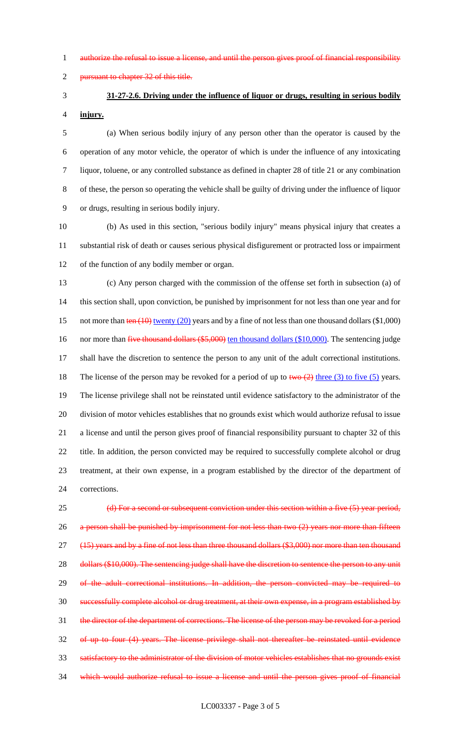~~authorize the refusal to issue a license, and until the person gives proof of financial responsibility pursuant to chapter 32 of this title.~~

**<u>31-27-2.6. Driving under the influence of liquor or drugs, resulting in serious bodily injury.</u>**

(a) When serious bodily injury of any person other than the operator is caused by the operation of any motor vehicle, the operator of which is under the influence of any intoxicating liquor, toluene, or any controlled substance as defined in chapter 28 of title 21 or any combination of these, the person so operating the vehicle shall be guilty of driving under the influence of liquor or drugs, resulting in serious bodily injury.

(b) As used in this section, "serious bodily injury" means physical injury that creates a substantial risk of death or causes serious physical disfigurement or protracted loss or impairment of the function of any bodily member or organ.

(c) Any person charged with the commission of the offense set forth in subsection (a) of this section shall, upon conviction, be punished by imprisonment for not less than one year and for not more than ~~ten (10)~~ <u>twenty (20)</u> years and by a fine of not less than one thousand dollars ($1,000) nor more than ~~five thousand dollars ($5,000)~~ <u>ten thousand dollars ($10,000)</u>. The sentencing judge shall have the discretion to sentence the person to any unit of the adult correctional institutions. The license of the person may be revoked for a period of up to ~~two (2)~~ <u>three (3) to five (5)</u> years. The license privilege shall not be reinstated until evidence satisfactory to the administrator of the division of motor vehicles establishes that no grounds exist which would authorize refusal to issue a license and until the person gives proof of financial responsibility pursuant to chapter 32 of this title. In addition, the person convicted may be required to successfully complete alcohol or drug treatment, at their own expense, in a program established by the director of the department of corrections.

~~(d) For a second or subsequent conviction under this section within a five (5) year period, a person shall be punished by imprisonment for not less than two (2) years nor more than fifteen (15) years and by a fine of not less than three thousand dollars ($3,000) nor more than ten thousand dollars ($10,000). The sentencing judge shall have the discretion to sentence the person to any unit of the adult correctional institutions. In addition, the person convicted may be required to successfully complete alcohol or drug treatment, at their own expense, in a program established by the director of the department of corrections. The license of the person may be revoked for a period of up to four (4) years. The license privilege shall not thereafter be reinstated until evidence satisfactory to the administrator of the division of motor vehicles establishes that no grounds exist which would authorize refusal to issue a license and until the person gives proof of financial~~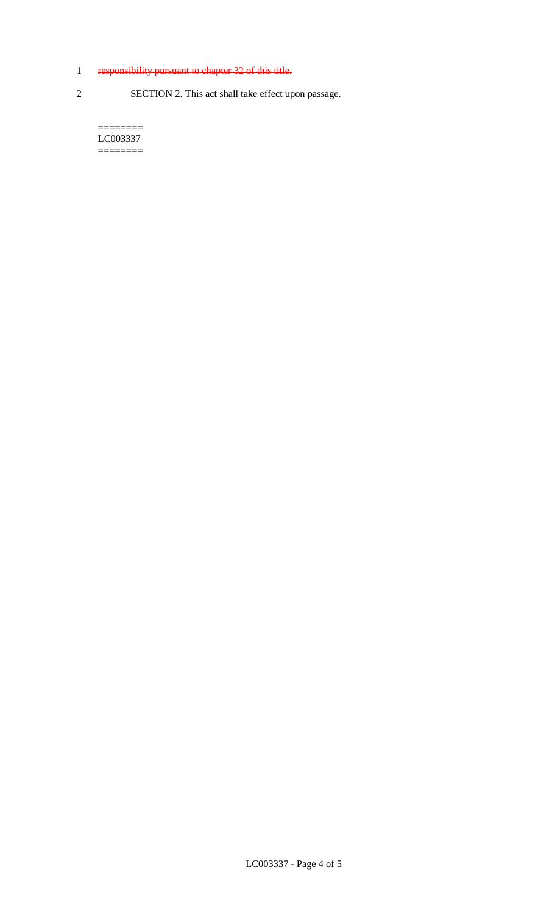1 ~~responsibility pursuant to chapter 32 of this title.~~

2 SECTION 2. This act shall take effect upon passage.

========
LC003337
========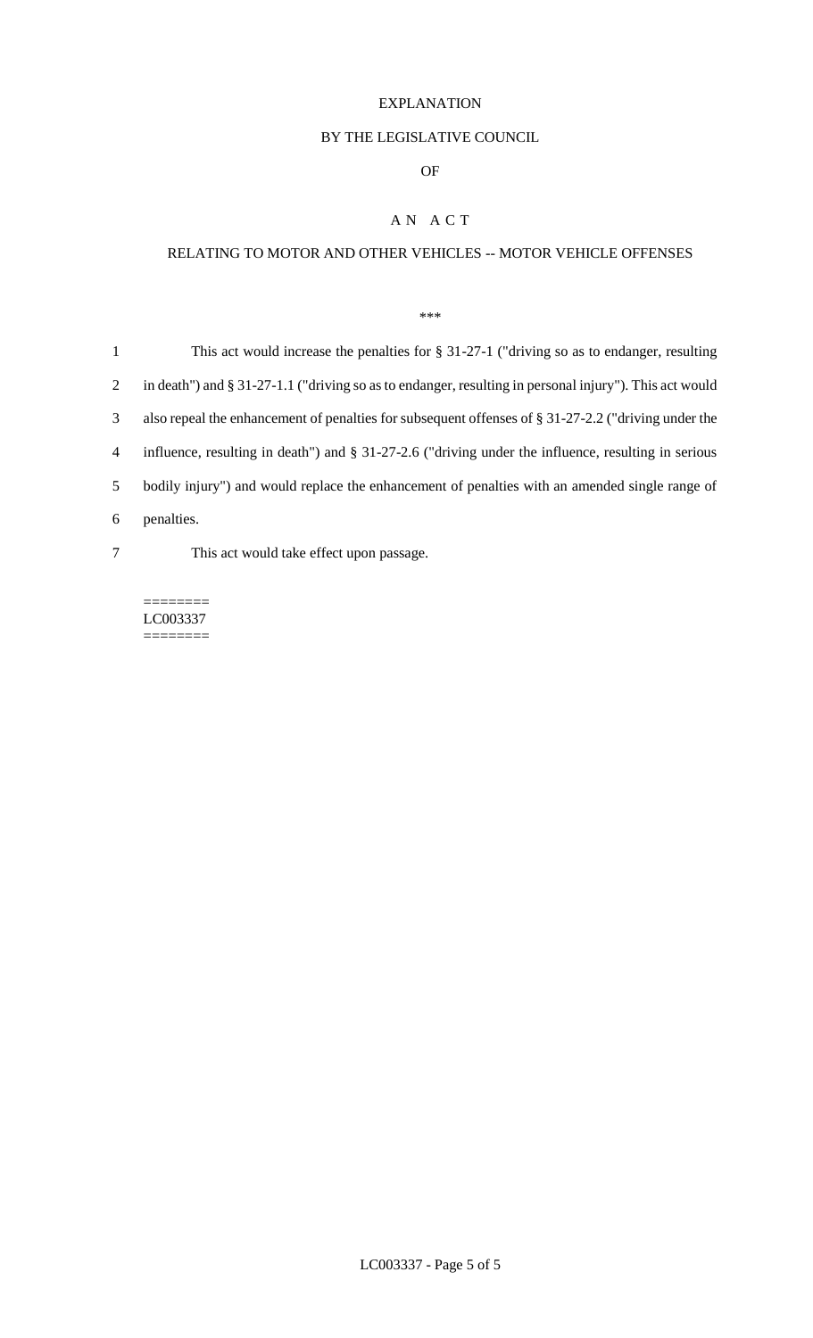EXPLANATION

BY THE LEGISLATIVE COUNCIL

OF

A N A C T

RELATING TO MOTOR AND OTHER VEHICLES -- MOTOR VEHICLE OFFENSES

\*\*\*

This act would increase the penalties for § 31-27-1 ("driving so as to endanger, resulting in death") and § 31-27-1.1 ("driving so as to endanger, resulting in personal injury"). This act would also repeal the enhancement of penalties for subsequent offenses of § 31-27-2.2 ("driving under the influence, resulting in death") and § 31-27-2.6 ("driving under the influence, resulting in serious bodily injury") and would replace the enhancement of penalties with an amended single range of penalties.

This act would take effect upon passage.

========
LC003337
========